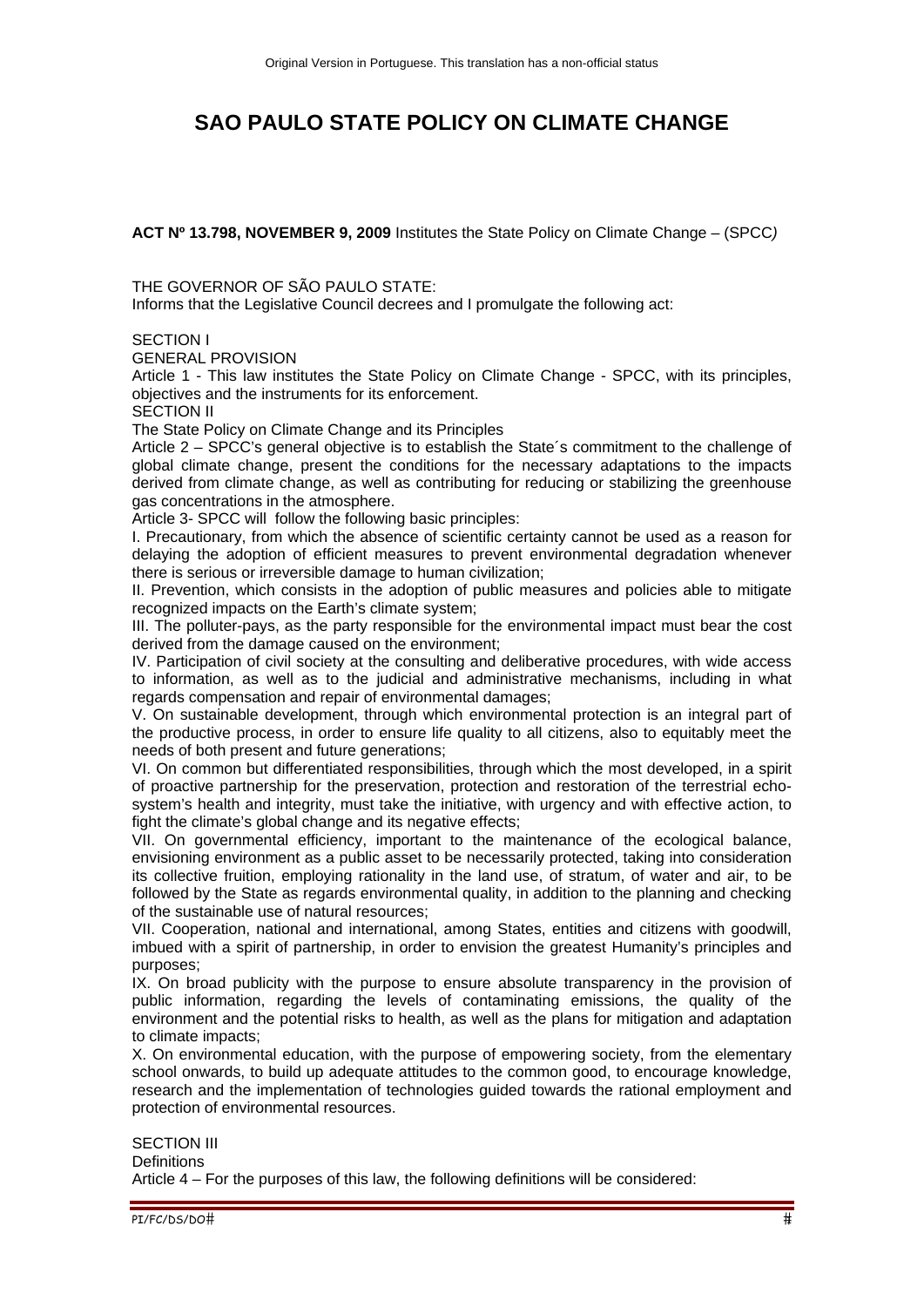Original Version in Portuguese. This translation has a non-official status

# SAO PAULO STATE POLICY ON CLIMATE CHANGE

**ACT Nº 13.798, NOVEMBER 9, 2009** Institutes the State Policy on Climate Change – (SPCC*)*

THE GOVERNOR OF SÃO PAULO STATE:
Informs that the Legislative Council decrees and I promulgate the following act:

SECTION I
GENERAL PROVISION

Article 1 - This law institutes the State Policy on Climate Change - SPCC, with its principles, objectives and the instruments for its enforcement.

SECTION II
The State Policy on Climate Change and its Principles

Article 2 – SPCC's general objective is to establish the State´s commitment to the challenge of global climate change, present the conditions for the necessary adaptations to the impacts derived from climate change, as well as contributing for reducing or stabilizing the greenhouse gas concentrations in the atmosphere.

Article 3- SPCC will follow the following basic principles:

I. Precautionary, from which the absence of scientific certainty cannot be used as a reason for delaying the adoption of efficient measures to prevent environmental degradation whenever there is serious or irreversible damage to human civilization;

II. Prevention, which consists in the adoption of public measures and policies able to mitigate recognized impacts on the Earth's climate system;

III. The polluter-pays, as the party responsible for the environmental impact must bear the cost derived from the damage caused on the environment;

IV. Participation of civil society at the consulting and deliberative procedures, with wide access to information, as well as to the judicial and administrative mechanisms, including in what regards compensation and repair of environmental damages;

V. On sustainable development, through which environmental protection is an integral part of the productive process, in order to ensure life quality to all citizens, also to equitably meet the needs of both present and future generations;

VI. On common but differentiated responsibilities, through which the most developed, in a spirit of proactive partnership for the preservation, protection and restoration of the terrestrial echo-system's health and integrity, must take the initiative, with urgency and with effective action, to fight the climate's global change and its negative effects;

VII. On governmental efficiency, important to the maintenance of the ecological balance, envisioning environment as a public asset to be necessarily protected, taking into consideration its collective fruition, employing rationality in the land use, of stratum, of water and air, to be followed by the State as regards environmental quality, in addition to the planning and checking of the sustainable use of natural resources;

VII. Cooperation, national and international, among States, entities and citizens with goodwill, imbued with a spirit of partnership, in order to envision the greatest Humanity's principles and purposes;

IX. On broad publicity with the purpose to ensure absolute transparency in the provision of public information, regarding the levels of contaminating emissions, the quality of the environment and the potential risks to health, as well as the plans for mitigation and adaptation to climate impacts;

X. On environmental education, with the purpose of empowering society, from the elementary school onwards, to build up adequate attitudes to the common good, to encourage knowledge, research and the implementation of technologies guided towards the rational employment and protection of environmental resources.

SECTION III
Definitions

Article 4 – For the purposes of this law, the following definitions will be considered: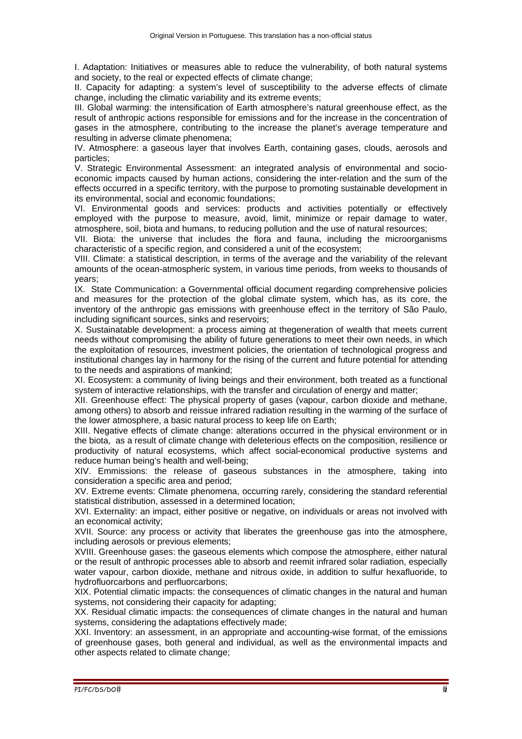I. Adaptation: Initiatives or measures able to reduce the vulnerability, of both natural systems and society, to the real or expected effects of climate change;

II. Capacity for adapting: a system's level of susceptibility to the adverse effects of climate change, including the climatic variability and its extreme events;

III. Global warming: the intensification of Earth atmosphere's natural greenhouse effect, as the result of anthropic actions responsible for emissions and for the increase in the concentration of gases in the atmosphere, contributing to the increase the planet's average temperature and resulting in adverse climate phenomena;

IV. Atmosphere: a gaseous layer that involves Earth, containing gases, clouds, aerosols and particles;

V. Strategic Environmental Assessment: an integrated analysis of environmental and socio-economic impacts caused by human actions, considering the inter-relation and the sum of the effects occurred in a specific territory, with the purpose to promoting sustainable development in its environmental, social and economic foundations;

VI. Environmental goods and services: products and activities potentially or effectively employed with the purpose to measure, avoid, limit, minimize or repair damage to water, atmosphere, soil, biota and humans, to reducing pollution and the use of natural resources;

VII. Biota: the universe that includes the flora and fauna, including the microorganisms characteristic of a specific region, and considered a unit of the ecosystem;

VIII. Climate: a statistical description, in terms of the average and the variability of the relevant amounts of the ocean-atmospheric system, in various time periods, from weeks to thousands of years;

IX. State Communication: a Governmental official document regarding comprehensive policies and measures for the protection of the global climate system, which has, as its core, the inventory of the anthropic gas emissions with greenhouse effect in the territory of São Paulo, including significant sources, sinks and reservoirs;

X. Sustainatable development: a process aiming at thegeneration of wealth that meets current needs without compromising the ability of future generations to meet their own needs, in which the exploitation of resources, investment policies, the orientation of technological progress and institutional changes lay in harmony for the rising of the current and future potential for attending to the needs and aspirations of mankind;

XI. Ecosystem: a community of living beings and their environment, both treated as a functional system of interactive relationships, with the transfer and circulation of energy and matter;

XII. Greenhouse effect: The physical property of gases (vapour, carbon dioxide and methane, among others) to absorb and reissue infrared radiation resulting in the warming of the surface of the lower atmosphere, a basic natural process to keep life on Earth;

XIII. Negative effects of climate change: alterations occurred in the physical environment or in the biota, as a result of climate change with deleterious effects on the composition, resilience or productivity of natural ecosystems, which affect social-economical productive systems and reduce human being's health and well-being;

XIV. Emmissions: the release of gaseous substances in the atmosphere, taking into consideration a specific area and period;

XV. Extreme events: Climate phenomena, occurring rarely, considering the standard referential statistical distribution, assessed in a determined location;

XVI. Externality: an impact, either positive or negative, on individuals or areas not involved with an economical activity;

XVII. Source: any process or activity that liberates the greenhouse gas into the atmosphere, including aerosols or previous elements;

XVIII. Greenhouse gases: the gaseous elements which compose the atmosphere, either natural or the result of anthropic processes able to absorb and reemit infrared solar radiation, especially water vapour, carbon dioxide, methane and nitrous oxide, in addition to sulfur hexafluoride, to hydrofluorcarbons and perfluorcarbons;

XIX. Potential climatic impacts: the consequences of climatic changes in the natural and human systems, not considering their capacity for adapting;

XX. Residual climatic impacts: the consequences of climate changes in the natural and human systems, considering the adaptations effectively made;

XXI. Inventory: an assessment, in an appropriate and accounting-wise format, of the emissions of greenhouse gases, both general and individual, as well as the environmental impacts and other aspects related to climate change;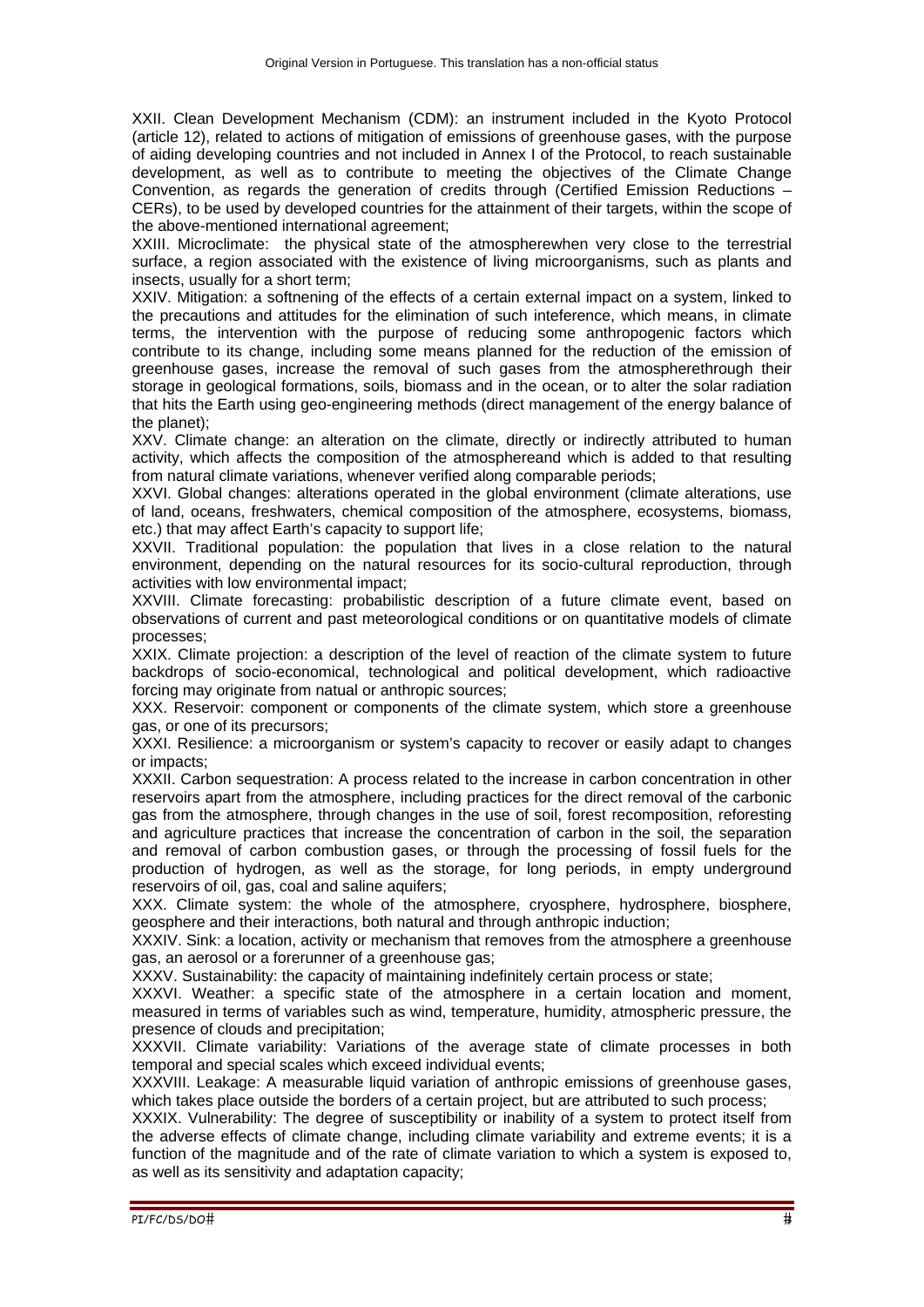XXII. Clean Development Mechanism (CDM): an instrument included in the Kyoto Protocol (article 12), related to actions of mitigation of emissions of greenhouse gases, with the purpose of aiding developing countries and not included in Annex I of the Protocol, to reach sustainable development, as well as to contribute to meeting the objectives of the Climate Change Convention, as regards the generation of credits through (Certified Emission Reductions – CERs), to be used by developed countries for the attainment of their targets, within the scope of the above-mentioned international agreement;

XXIII. Microclimate: the physical state of the atmospherewhen very close to the terrestrial surface, a region associated with the existence of living microorganisms, such as plants and insects, usually for a short term;

XXIV. Mitigation: a softnening of the effects of a certain external impact on a system, linked to the precautions and attitudes for the elimination of such inteference, which means, in climate terms, the intervention with the purpose of reducing some anthropogenic factors which contribute to its change, including some means planned for the reduction of the emission of greenhouse gases, increase the removal of such gases from the atmospherethrough their storage in geological formations, soils, biomass and in the ocean, or to alter the solar radiation that hits the Earth using geo-engineering methods (direct management of the energy balance of the planet);

XXV. Climate change: an alteration on the climate, directly or indirectly attributed to human activity, which affects the composition of the atmosphereand which is added to that resulting from natural climate variations, whenever verified along comparable periods;

XXVI. Global changes: alterations operated in the global environment (climate alterations, use of land, oceans, freshwaters, chemical composition of the atmosphere, ecosystems, biomass, etc.) that may affect Earth's capacity to support life;

XXVII. Traditional population: the population that lives in a close relation to the natural environment, depending on the natural resources for its socio-cultural reproduction, through activities with low environmental impact;

XXVIII. Climate forecasting: probabilistic description of a future climate event, based on observations of current and past meteorological conditions or on quantitative models of climate processes;

XXIX. Climate projection: a description of the level of reaction of the climate system to future backdrops of socio-economical, technological and political development, which radioactive forcing may originate from natural or anthropic sources;

XXX. Reservoir: component or components of the climate system, which store a greenhouse gas, or one of its precursors;

XXXI. Resilience: a microorganism or system's capacity to recover or easily adapt to changes or impacts;

XXXII. Carbon sequestration: A process related to the increase in carbon concentration in other reservoirs apart from the atmosphere, including practices for the direct removal of the carbonic gas from the atmosphere, through changes in the use of soil, forest recomposition, reforesting and agriculture practices that increase the concentration of carbon in the soil, the separation and removal of carbon combustion gases, or through the processing of fossil fuels for the production of hydrogen, as well as the storage, for long periods, in empty underground reservoirs of oil, gas, coal and saline aquifers;

XXX. Climate system: the whole of the atmosphere, cryosphere, hydrosphere, biosphere, geosphere and their interactions, both natural and through anthropic induction;

XXXIV. Sink: a location, activity or mechanism that removes from the atmosphere a greenhouse gas, an aerosol or a forerunner of a greenhouse gas;

XXXV. Sustainability: the capacity of maintaining indefinitely certain process or state;

XXXVI. Weather: a specific state of the atmosphere in a certain location and moment, measured in terms of variables such as wind, temperature, humidity, atmospheric pressure, the presence of clouds and precipitation;

XXXVII. Climate variability: Variations of the average state of climate processes in both temporal and special scales which exceed individual events;

XXXVIII. Leakage: A measurable liquid variation of anthropic emissions of greenhouse gases, which takes place outside the borders of a certain project, but are attributed to such process;

XXXIX. Vulnerability: The degree of susceptibility or inability of a system to protect itself from the adverse effects of climate change, including climate variability and extreme events; it is a function of the magnitude and of the rate of climate variation to which a system is exposed to, as well as its sensitivity and adaptation capacity;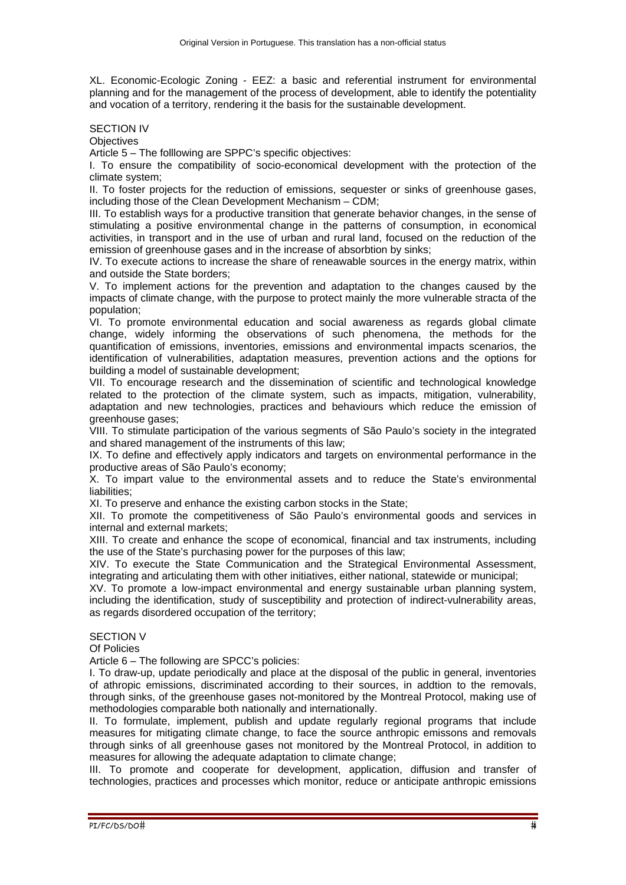XL. Economic-Ecologic Zoning - EEZ: a basic and referential instrument for environmental planning and for the management of the process of development, able to identify the potentiality and vocation of a territory, rendering it the basis for the sustainable development.

SECTION IV

Objectives

Article 5 – The folllowing are SPPC's specific objectives:

I. To ensure the compatibility of socio-economical development with the protection of the climate system;

II. To foster projects for the reduction of emissions, sequester or sinks of greenhouse gases, including those of the Clean Development Mechanism – CDM;

III. To establish ways for a productive transition that generate behavior changes, in the sense of stimulating a positive environmental change in the patterns of consumption, in economical activities, in transport and in the use of urban and rural land, focused on the reduction of the emission of greenhouse gases and in the increase of absorbtion by sinks;

IV. To execute actions to increase the share of reneawable sources in the energy matrix, within and outside the State borders;

V. To implement actions for the prevention and adaptation to the changes caused by the impacts of climate change, with the purpose to protect mainly the more vulnerable stracta of the population;

VI. To promote environmental education and social awareness as regards global climate change, widely informing the observations of such phenomena, the methods for the quantification of emissions, inventories, emissions and environmental impacts scenarios, the identification of vulnerabilities, adaptation measures, prevention actions and the options for building a model of sustainable development;

VII. To encourage research and the dissemination of scientific and technological knowledge related to the protection of the climate system, such as impacts, mitigation, vulnerability, adaptation and new technologies, practices and behaviours which reduce the emission of greenhouse gases;

VIII. To stimulate participation of the various segments of São Paulo's society in the integrated and shared management of the instruments of this law;

IX. To define and effectively apply indicators and targets on environmental performance in the productive areas of São Paulo's economy;

X. To impart value to the environmental assets and to reduce the State's environmental liabilities;

XI. To preserve and enhance the existing carbon stocks in the State;

XII. To promote the competitiveness of São Paulo's environmental goods and services in internal and external markets;

XIII. To create and enhance the scope of economical, financial and tax instruments, including the use of the State's purchasing power for the purposes of this law;

XIV. To execute the State Communication and the Strategical Environmental Assessment, integrating and articulating them with other initiatives, either national, statewide or municipal;

XV. To promote a low-impact environmental and energy sustainable urban planning system, including the identification, study of susceptibility and protection of indirect-vulnerability areas, as regards disordered occupation of the territory;

SECTION V

Of Policies

Article 6 – The following are SPCC's policies:

I. To draw-up, update periodically and place at the disposal of the public in general, inventories of athropic emissions, discriminated according to their sources, in addtion to the removals, through sinks, of the greenhouse gases not-monitored by the Montreal Protocol, making use of methodologies comparable both nationally and internationally.

II. To formulate, implement, publish and update regularly regional programs that include measures for mitigating climate change, to face the source anthropic emissons and removals through sinks of all greenhouse gases not monitored by the Montreal Protocol, in addition to measures for allowing the adequate adaptation to climate change;

III. To promote and cooperate for development, application, diffusion and transfer of technologies, practices and processes which monitor, reduce or anticipate anthropic emissions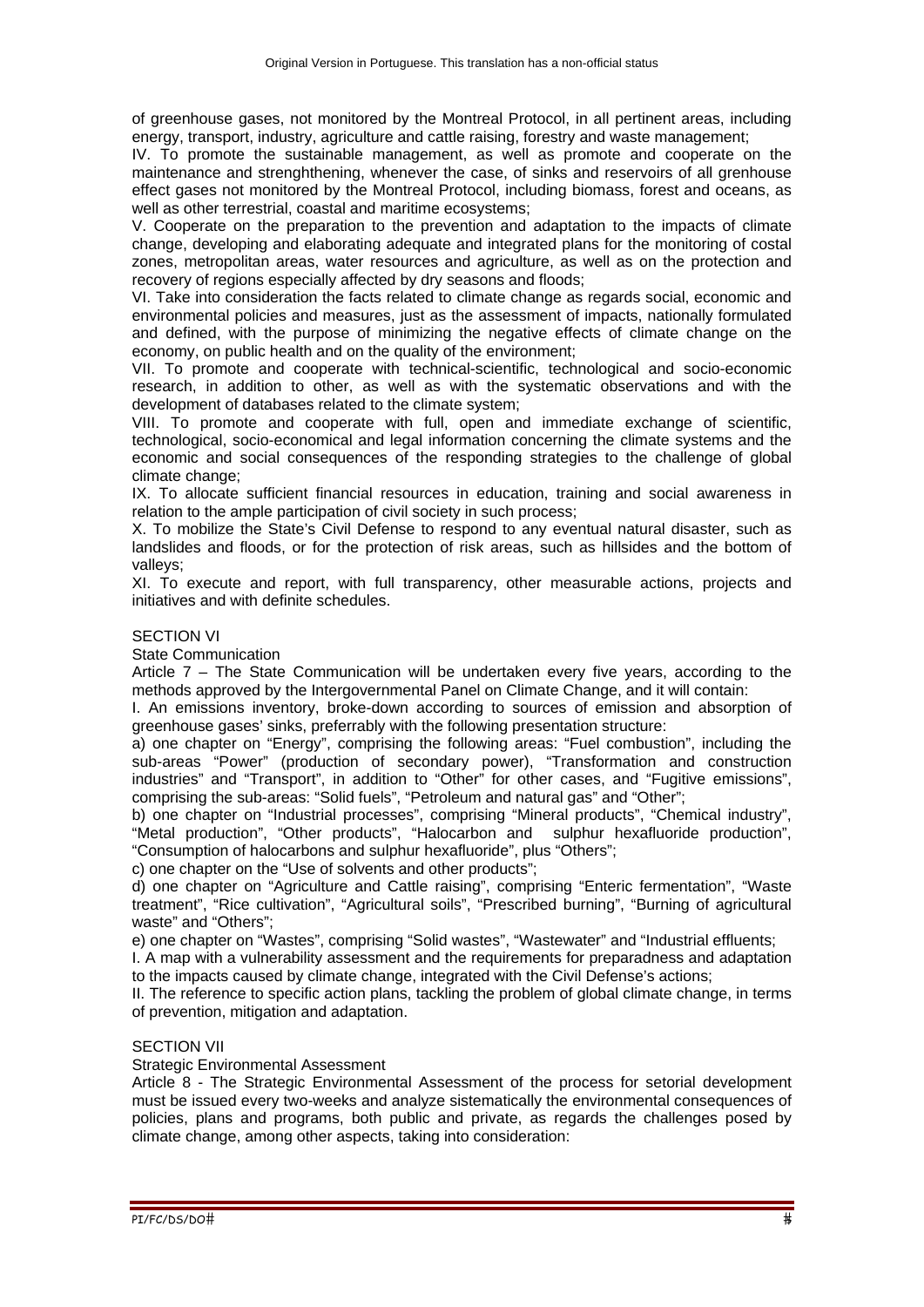of greenhouse gases, not monitored by the Montreal Protocol, in all pertinent areas, including energy, transport, industry, agriculture and cattle raising, forestry and waste management;

IV. To promote the sustainable management, as well as promote and cooperate on the maintenance and strenghthening, whenever the case, of sinks and reservoirs of all grenhouse effect gases not monitored by the Montreal Protocol, including biomass, forest and oceans, as well as other terrestrial, coastal and maritime ecosystems;

V. Cooperate on the preparation to the prevention and adaptation to the impacts of climate change, developing and elaborating adequate and integrated plans for the monitoring of costal zones, metropolitan areas, water resources and agriculture, as well as on the protection and recovery of regions especially affected by dry seasons and floods;

VI. Take into consideration the facts related to climate change as regards social, economic and environmental policies and measures, just as the assessment of impacts, nationally formulated and defined, with the purpose of minimizing the negative effects of climate change on the economy, on public health and on the quality of the environment;

VII. To promote and cooperate with technical-scientific, technological and socio-economic research, in addition to other, as well as with the systematic observations and with the development of databases related to the climate system;

VIII. To promote and cooperate with full, open and immediate exchange of scientific, technological, socio-economical and legal information concerning the climate systems and the economic and social consequences of the responding strategies to the challenge of global climate change;

IX. To allocate sufficient financial resources in education, training and social awareness in relation to the ample participation of civil society in such process;

X. To mobilize the State's Civil Defense to respond to any eventual natural disaster, such as landslides and floods, or for the protection of risk areas, such as hillsides and the bottom of valleys;

XI. To execute and report, with full transparency, other measurable actions, projects and initiatives and with definite schedules.

## SECTION VI

### State Communication

Article 7 – The State Communication will be undertaken every five years, according to the methods approved by the Intergovernmental Panel on Climate Change, and it will contain:

I. An emissions inventory, broke-down according to sources of emission and absorption of greenhouse gases' sinks, preferrably with the following presentation structure:

a) one chapter on "Energy", comprising the following areas: "Fuel combustion", including the sub-areas "Power" (production of secondary power), "Transformation and construction industries" and "Transport", in addition to "Other" for other cases, and "Fugitive emissions", comprising the sub-areas: "Solid fuels", "Petroleum and natural gas" and "Other";

b) one chapter on "Industrial processes", comprising "Mineral products", "Chemical industry", "Metal production", "Other products", "Halocarbon and sulphur hexafluoride production", "Consumption of halocarbons and sulphur hexafluoride", plus "Others";

c) one chapter on the "Use of solvents and other products";

d) one chapter on "Agriculture and Cattle raising", comprising "Enteric fermentation", "Waste treatment", "Rice cultivation", "Agricultural soils", "Prescribed burning", "Burning of agricultural waste" and "Others";

e) one chapter on "Wastes", comprising "Solid wastes", "Wastewater" and "Industrial effluents;

I. A map with a vulnerability assessment and the requirements for preparadness and adaptation to the impacts caused by climate change, integrated with the Civil Defense's actions;

II. The reference to specific action plans, tackling the problem of global climate change, in terms of prevention, mitigation and adaptation.

## SECTION VII

### Strategic Environmental Assessment

Article 8 - The Strategic Environmental Assessment of the process for setorial development must be issued every two-weeks and analyze sistematically the environmental consequences of policies, plans and programs, both public and private, as regards the challenges posed by climate change, among other aspects, taking into consideration: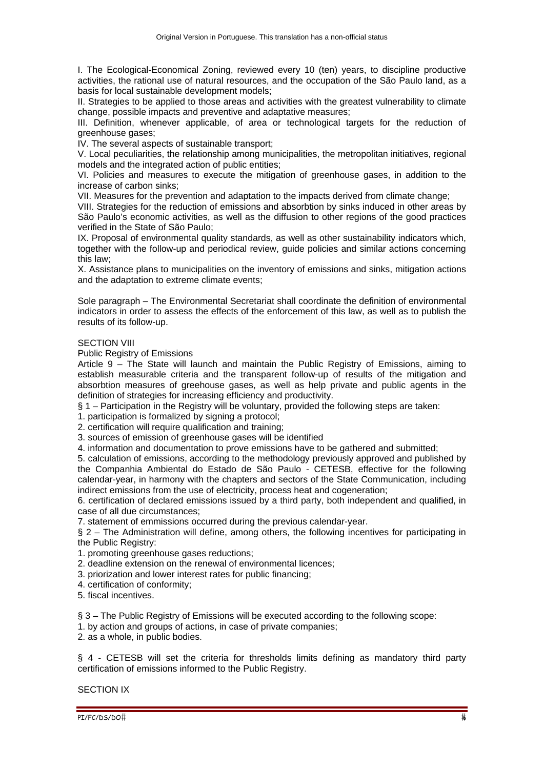I. The Ecological-Economical Zoning, reviewed every 10 (ten) years, to discipline productive activities, the rational use of natural resources, and the occupation of the São Paulo land, as a basis for local sustainable development models;

II. Strategies to be applied to those areas and activities with the greatest vulnerability to climate change, possible impacts and preventive and adaptative measures;

III. Definition, whenever applicable, of area or technological targets for the reduction of greenhouse gases;

IV. The several aspects of sustainable transport;

V. Local peculiarities, the relationship among municipalities, the metropolitan initiatives, regional models and the integrated action of public entities;

VI. Policies and measures to execute the mitigation of greenhouse gases, in addition to the increase of carbon sinks;

VII. Measures for the prevention and adaptation to the impacts derived from climate change;

VIII. Strategies for the reduction of emissions and absorbtion by sinks induced in other areas by São Paulo's economic activities, as well as the diffusion to other regions of the good practices verified in the State of São Paulo;

IX. Proposal of environmental quality standards, as well as other sustainability indicators which, together with the follow-up and periodical review, guide policies and similar actions concerning this law;

X. Assistance plans to municipalities on the inventory of emissions and sinks, mitigation actions and the adaptation to extreme climate events;

Sole paragraph – The Environmental Secretariat shall coordinate the definition of environmental indicators in order to assess the effects of the enforcement of this law, as well as to publish the results of its follow-up.

## SECTION VIII

### Public Registry of Emissions

Article 9 – The State will launch and maintain the Public Registry of Emissions, aiming to establish measurable criteria and the transparent follow-up of results of the mitigation and absorbtion measures of greehouse gases, as well as help private and public agents in the definition of strategies for increasing efficiency and productivity.

§ 1 – Participation in the Registry will be voluntary, provided the following steps are taken:

1. participation is formalized by signing a protocol;
2. certification will require qualification and training;
3. sources of emission of greenhouse gases will be identified
4. information and documentation to prove emissions have to be gathered and submitted;
5. calculation of emissions, according to the methodology previously approved and published by the Companhia Ambiental do Estado de São Paulo - CETESB, effective for the following calendar-year, in harmony with the chapters and sectors of the State Communication, including indirect emissions from the use of electricity, process heat and cogeneration;
6. certification of declared emissions issued by a third party, both independent and qualified, in case of all due circumstances;
7. statement of emmissions occurred during the previous calendar-year.

§ 2 – The Administration will define, among others, the following incentives for participating in the Public Registry:

1. promoting greenhouse gases reductions;
2. deadline extension on the renewal of environmental licences;
3. priorization and lower interest rates for public financing;
4. certification of conformity;
5. fiscal incentives.

§ 3 – The Public Registry of Emissions will be executed according to the following scope:

1. by action and groups of actions, in case of private companies;
2. as a whole, in public bodies.

§ 4 - CETESB will set the criteria for thresholds limits defining as mandatory third party certification of emissions informed to the Public Registry.

## SECTION IX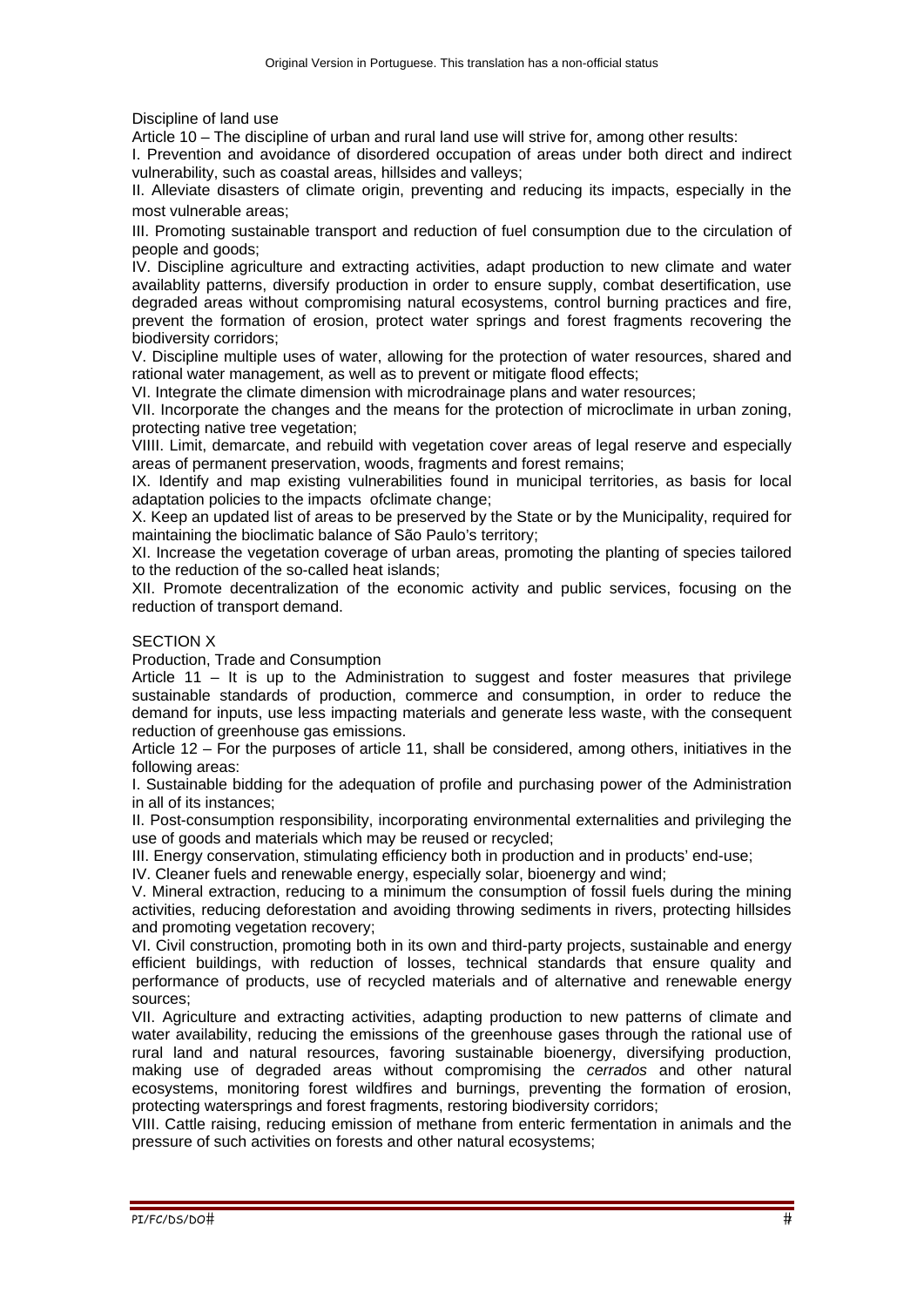Discipline of land use

Article 10 – The discipline of urban and rural land use will strive for, among other results:

I. Prevention and avoidance of disordered occupation of areas under both direct and indirect vulnerability, such as coastal areas, hillsides and valleys;

II. Alleviate disasters of climate origin, preventing and reducing its impacts, especially in the most vulnerable areas;

III. Promoting sustainable transport and reduction of fuel consumption due to the circulation of people and goods;

IV. Discipline agriculture and extracting activities, adapt production to new climate and water availablity patterns, diversify production in order to ensure supply, combat desertification, use degraded areas without compromising natural ecosystems, control burning practices and fire, prevent the formation of erosion, protect water springs and forest fragments recovering the biodiversity corridors;

V. Discipline multiple uses of water, allowing for the protection of water resources, shared and rational water management, as well as to prevent or mitigate flood effects;

VI. Integrate the climate dimension with microdrainage plans and water resources;

VII. Incorporate the changes and the means for the protection of microclimate in urban zoning, protecting native tree vegetation;

VIIII. Limit, demarcate, and rebuild with vegetation cover areas of legal reserve and especially areas of permanent preservation, woods, fragments and forest remains;

IX. Identify and map existing vulnerabilities found in municipal territories, as basis for local adaptation policies to the impacts ofclimate change;

X. Keep an updated list of areas to be preserved by the State or by the Municipality, required for maintaining the bioclimatic balance of São Paulo's territory;

XI. Increase the vegetation coverage of urban areas, promoting the planting of species tailored to the reduction of the so-called heat islands;

XII. Promote decentralization of the economic activity and public services, focusing on the reduction of transport demand.

## SECTION X

Production, Trade and Consumption

Article 11 – It is up to the Administration to suggest and foster measures that privilege sustainable standards of production, commerce and consumption, in order to reduce the demand for inputs, use less impacting materials and generate less waste, with the consequent reduction of greenhouse gas emissions.

Article 12 – For the purposes of article 11, shall be considered, among others, initiatives in the following areas:

I. Sustainable bidding for the adequation of profile and purchasing power of the Administration in all of its instances;

II. Post-consumption responsibility, incorporating environmental externalities and privileging the use of goods and materials which may be reused or recycled;

III. Energy conservation, stimulating efficiency both in production and in products' end-use;

IV. Cleaner fuels and renewable energy, especially solar, bioenergy and wind;

V. Mineral extraction, reducing to a minimum the consumption of fossil fuels during the mining activities, reducing deforestation and avoiding throwing sediments in rivers, protecting hillsides and promoting vegetation recovery;

VI. Civil construction, promoting both in its own and third-party projects, sustainable and energy efficient buildings, with reduction of losses, technical standards that ensure quality and performance of products, use of recycled materials and of alternative and renewable energy sources;

VII. Agriculture and extracting activities, adapting production to new patterns of climate and water availability, reducing the emissions of the greenhouse gases through the rational use of rural land and natural resources, favoring sustainable bioenergy, diversifying production, making use of degraded areas without compromising the *cerrados* and other natural ecosystems, monitoring forest wildfires and burnings, preventing the formation of erosion, protecting watersprings and forest fragments, restoring biodiversity corridors;

VIII. Cattle raising, reducing emission of methane from enteric fermentation in animals and the pressure of such activities on forests and other natural ecosystems;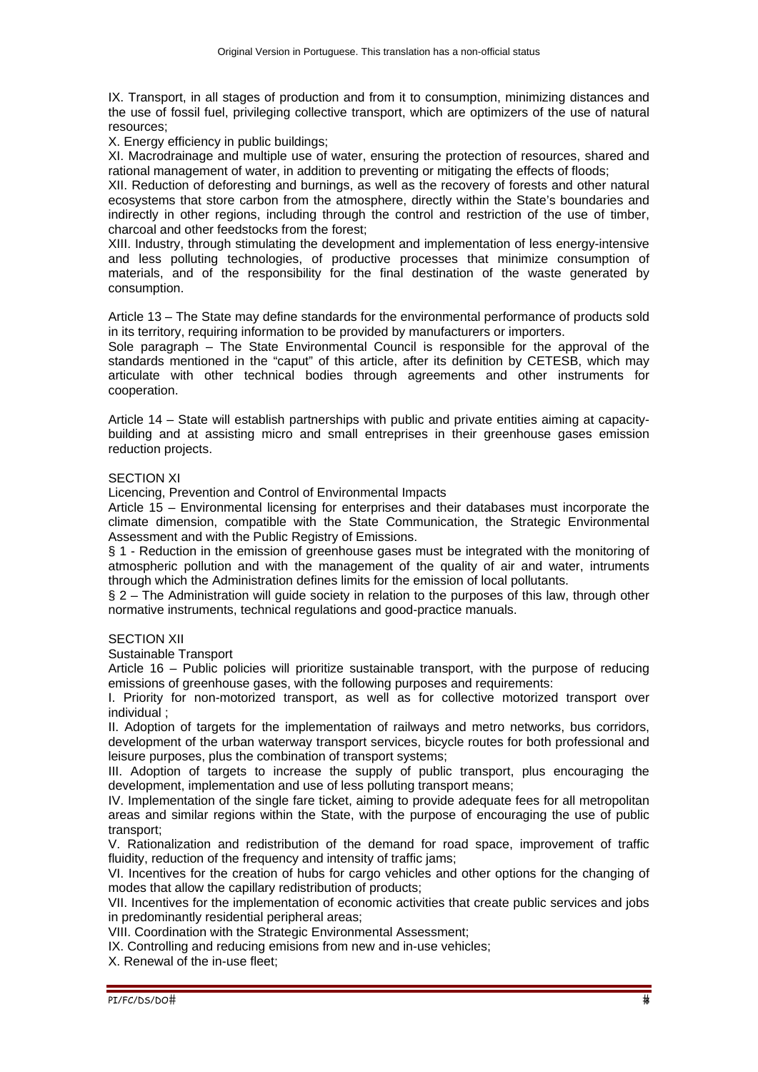IX. Transport, in all stages of production and from it to consumption, minimizing distances and the use of fossil fuel, privileging collective transport, which are optimizers of the use of natural resources;

X. Energy efficiency in public buildings;

XI. Macrodrainage and multiple use of water, ensuring the protection of resources, shared and rational management of water, in addition to preventing or mitigating the effects of floods;

XII. Reduction of deforesting and burnings, as well as the recovery of forests and other natural ecosystems that store carbon from the atmosphere, directly within the State's boundaries and indirectly in other regions, including through the control and restriction of the use of timber, charcoal and other feedstocks from the forest;

XIII. Industry, through stimulating the development and implementation of less energy-intensive and less polluting technologies, of productive processes that minimize consumption of materials, and of the responsibility for the final destination of the waste generated by consumption.

Article 13 – The State may define standards for the environmental performance of products sold in its territory, requiring information to be provided by manufacturers or importers.

Sole paragraph – The State Environmental Council is responsible for the approval of the standards mentioned in the "caput" of this article, after its definition by CETESB, which may articulate with other technical bodies through agreements and other instruments for cooperation.

Article 14 – State will establish partnerships with public and private entities aiming at capacity-building and at assisting micro and small entreprises in their greenhouse gases emission reduction projects.

## SECTION XI

### Licencing, Prevention and Control of Environmental Impacts

Article 15 – Environmental licensing for enterprises and their databases must incorporate the climate dimension, compatible with the State Communication, the Strategic Environmental Assessment and with the Public Registry of Emissions.

§ 1 - Reduction in the emission of greenhouse gases must be integrated with the monitoring of atmospheric pollution and with the management of the quality of air and water, intruments through which the Administration defines limits for the emission of local pollutants.

§ 2 – The Administration will guide society in relation to the purposes of this law, through other normative instruments, technical regulations and good-practice manuals.

## SECTION XII

### Sustainable Transport

Article 16 – Public policies will prioritize sustainable transport, with the purpose of reducing emissions of greenhouse gases, with the following purposes and requirements:

I. Priority for non-motorized transport, as well as for collective motorized transport over individual ;

II. Adoption of targets for the implementation of railways and metro networks, bus corridors, development of the urban waterway transport services, bicycle routes for both professional and leisure purposes, plus the combination of transport systems;

III. Adoption of targets to increase the supply of public transport, plus encouraging the development, implementation and use of less polluting transport means;

IV. Implementation of the single fare ticket, aiming to provide adequate fees for all metropolitan areas and similar regions within the State, with the purpose of encouraging the use of public transport;

V. Rationalization and redistribution of the demand for road space, improvement of traffic fluidity, reduction of the frequency and intensity of traffic jams;

VI. Incentives for the creation of hubs for cargo vehicles and other options for the changing of modes that allow the capillary redistribution of products;

VII. Incentives for the implementation of economic activities that create public services and jobs in predominantly residential peripheral areas;

VIII. Coordination with the Strategic Environmental Assessment;

IX. Controlling and reducing emisions from new and in-use vehicles;

X. Renewal of the in-use fleet;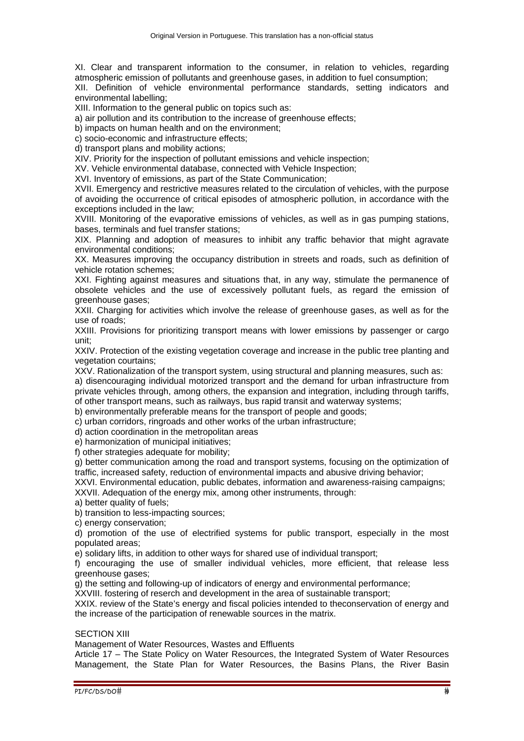XI. Clear and transparent information to the consumer, in relation to vehicles, regarding atmospheric emission of pollutants and greenhouse gases, in addition to fuel consumption;

XII. Definition of vehicle environmental performance standards, setting indicators and environmental labelling;

XIII. Information to the general public on topics such as:

a) air pollution and its contribution to the increase of greenhouse effects;

b) impacts on human health and on the environment;

c) socio-economic and infrastructure effects;

d) transport plans and mobility actions;

XIV. Priority for the inspection of pollutant emissions and vehicle inspection;

XV. Vehicle environmental database, connected with Vehicle Inspection;

XVI. Inventory of emissions, as part of the State Communication;

XVII. Emergency and restrictive measures related to the circulation of vehicles, with the purpose of avoiding the occurrence of critical episodes of atmospheric pollution, in accordance with the exceptions included in the law;

XVIII. Monitoring of the evaporative emissions of vehicles, as well as in gas pumping stations, bases, terminals and fuel transfer stations;

XIX. Planning and adoption of measures to inhibit any traffic behavior that might agravate environmental conditions;

XX. Measures improving the occupancy distribution in streets and roads, such as definition of vehicle rotation schemes;

XXI. Fighting against measures and situations that, in any way, stimulate the permanence of obsolete vehicles and the use of excessively pollutant fuels, as regard the emission of greenhouse gases;

XXII. Charging for activities which involve the release of greenhouse gases, as well as for the use of roads;

XXIII. Provisions for prioritizing transport means with lower emissions by passenger or cargo unit;

XXIV. Protection of the existing vegetation coverage and increase in the public tree planting and vegetation courtains;

XXV. Rationalization of the transport system, using structural and planning measures, such as:

a) disencouraging individual motorized transport and the demand for urban infrastructure from private vehicles through, among others, the expansion and integration, including through tariffs, of other transport means, such as railways, bus rapid transit and waterway systems;

b) environmentally preferable means for the transport of people and goods;

c) urban corridors, ringroads and other works of the urban infrastructure;

d) action coordination in the metropolitan areas

e) harmonization of municipal initiatives;

f) other strategies adequate for mobility;

g) better communication among the road and transport systems, focusing on the optimization of traffic, increased safety, reduction of environmental impacts and abusive driving behavior;

XXVI. Environmental education, public debates, information and awareness-raising campaigns;

XXVII. Adequation of the energy mix, among other instruments, through:

a) better quality of fuels;

b) transition to less-impacting sources;

c) energy conservation;

d) promotion of the use of electrified systems for public transport, especially in the most populated areas;

e) solidary lifts, in addition to other ways for shared use of individual transport;

f) encouraging the use of smaller individual vehicles, more efficient, that release less greenhouse gases;

g) the setting and following-up of indicators of energy and environmental performance;

XXVIII. fostering of reserch and development in the area of sustainable transport;

XXIX. review of the State's energy and fiscal policies intended to theconservation of energy and the increase of the participation of renewable sources in the matrix.

SECTION XIII

Management of Water Resources, Wastes and Effluents

Article 17 – The State Policy on Water Resources, the Integrated System of Water Resources Management, the State Plan for Water Resources, the Basins Plans, the River Basin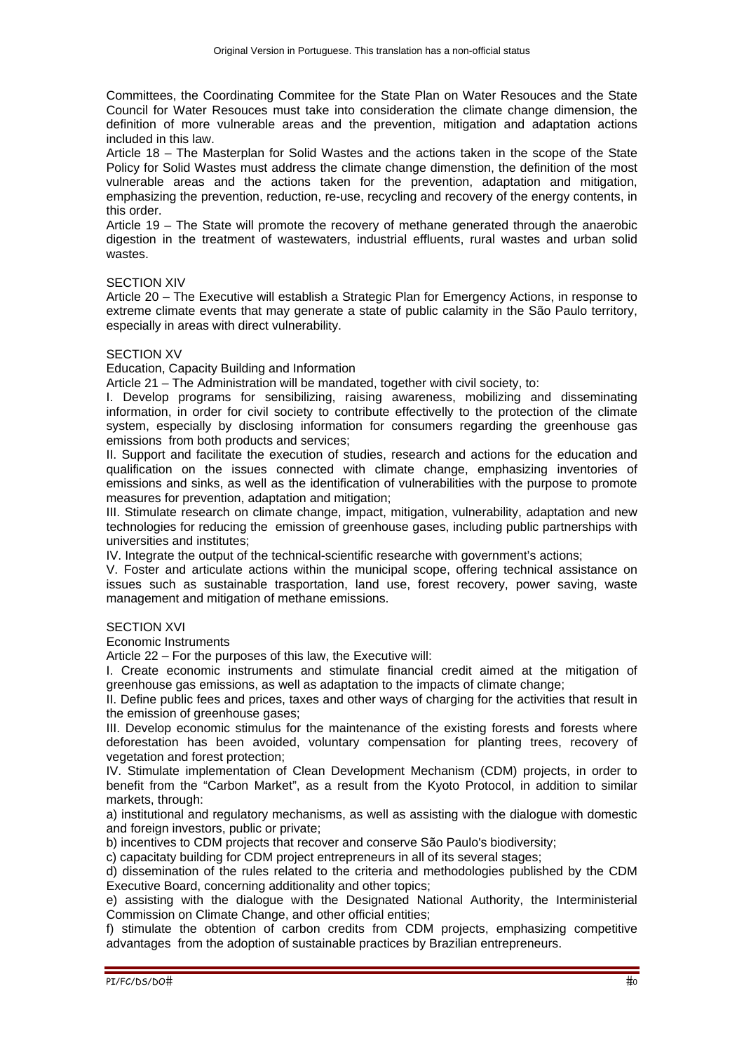Committees, the Coordinating Commitee for the State Plan on Water Resouces and the State Council for Water Resouces must take into consideration the climate change dimension, the definition of more vulnerable areas and the prevention, mitigation and adaptation actions included in this law.

Article 18 – The Masterplan for Solid Wastes and the actions taken in the scope of the State Policy for Solid Wastes must address the climate change dimenstion, the definition of the most vulnerable areas and the actions taken for the prevention, adaptation and mitigation, emphasizing the prevention, reduction, re-use, recycling and recovery of the energy contents, in this order.

Article 19 – The State will promote the recovery of methane generated through the anaerobic digestion in the treatment of wastewaters, industrial effluents, rural wastes and urban solid wastes.

## SECTION XIV

Article 20 – The Executive will establish a Strategic Plan for Emergency Actions, in response to extreme climate events that may generate a state of public calamity in the São Paulo territory, especially in areas with direct vulnerability.

## SECTION XV

### Education, Capacity Building and Information

Article 21 – The Administration will be mandated, together with civil society, to:

I. Develop programs for sensibilizing, raising awareness, mobilizing and disseminating information, in order for civil society to contribute effectivelly to the protection of the climate system, especially by disclosing information for consumers regarding the greenhouse gas emissions from both products and services;

II. Support and facilitate the execution of studies, research and actions for the education and qualification on the issues connected with climate change, emphasizing inventories of emissions and sinks, as well as the identification of vulnerabilities with the purpose to promote measures for prevention, adaptation and mitigation;

III. Stimulate research on climate change, impact, mitigation, vulnerability, adaptation and new technologies for reducing the emission of greenhouse gases, including public partnerships with universities and institutes;

IV. Integrate the output of the technical-scientific researche with government's actions;

V. Foster and articulate actions within the municipal scope, offering technical assistance on issues such as sustainable trasportation, land use, forest recovery, power saving, waste management and mitigation of methane emissions.

## SECTION XVI

### Economic Instruments

Article 22 – For the purposes of this law, the Executive will:

I. Create economic instruments and stimulate financial credit aimed at the mitigation of greenhouse gas emissions, as well as adaptation to the impacts of climate change;

II. Define public fees and prices, taxes and other ways of charging for the activities that result in the emission of greenhouse gases;

III. Develop economic stimulus for the maintenance of the existing forests and forests where deforestation has been avoided, voluntary compensation for planting trees, recovery of vegetation and forest protection;

IV. Stimulate implementation of Clean Development Mechanism (CDM) projects, in order to benefit from the "Carbon Market", as a result from the Kyoto Protocol, in addition to similar markets, through:

a) institutional and regulatory mechanisms, as well as assisting with the dialogue with domestic and foreign investors, public or private;

b) incentives to CDM projects that recover and conserve São Paulo's biodiversity;

c) capacitaty building for CDM project entrepreneurs in all of its several stages;

d) dissemination of the rules related to the criteria and methodologies published by the CDM Executive Board, concerning additionality and other topics;

e) assisting with the dialogue with the Designated National Authority, the Interministerial Commission on Climate Change, and other official entities;

f) stimulate the obtention of carbon credits from CDM projects, emphasizing competitive advantages from the adoption of sustainable practices by Brazilian entrepreneurs.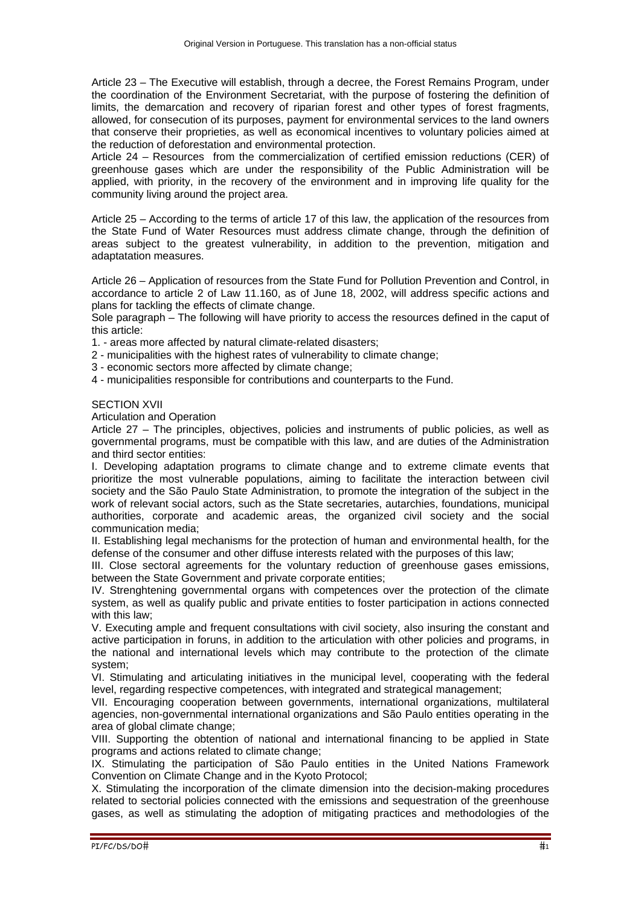Article 23 – The Executive will establish, through a decree, the Forest Remains Program, under the coordination of the Environment Secretariat, with the purpose of fostering the definition of limits, the demarcation and recovery of riparian forest and other types of forest fragments, allowed, for consecution of its purposes, payment for environmental services to the land owners that conserve their proprieties, as well as economical incentives to voluntary policies aimed at the reduction of deforestation and environmental protection.

Article 24 – Resources from the commercialization of certified emission reductions (CER) of greenhouse gases which are under the responsibility of the Public Administration will be applied, with priority, in the recovery of the environment and in improving life quality for the community living around the project area.

Article 25 – According to the terms of article 17 of this law, the application of the resources from the State Fund of Water Resources must address climate change, through the definition of areas subject to the greatest vulnerability, in addition to the prevention, mitigation and adaptatation measures.

Article 26 – Application of resources from the State Fund for Pollution Prevention and Control, in accordance to article 2 of Law 11.160, as of June 18, 2002, will address specific actions and plans for tackling the effects of climate change.

Sole paragraph – The following will have priority to access the resources defined in the caput of this article:

1. - areas more affected by natural climate-related disasters;
2 - municipalities with the highest rates of vulnerability to climate change;
3 - economic sectors more affected by climate change;
4 - municipalities responsible for contributions and counterparts to the Fund.

SECTION XVII

Articulation and Operation

Article 27 – The principles, objectives, policies and instruments of public policies, as well as governmental programs, must be compatible with this law, and are duties of the Administration and third sector entities:

I. Developing adaptation programs to climate change and to extreme climate events that prioritize the most vulnerable populations, aiming to facilitate the interaction between civil society and the São Paulo State Administration, to promote the integration of the subject in the work of relevant social actors, such as the State secretaries, autarchies, foundations, municipal authorities, corporate and academic areas, the organized civil society and the social communication media;

II. Establishing legal mechanisms for the protection of human and environmental health, for the defense of the consumer and other diffuse interests related with the purposes of this law;

III. Close sectoral agreements for the voluntary reduction of greenhouse gases emissions, between the State Government and private corporate entities;

IV. Strenghtening governmental organs with competences over the protection of the climate system, as well as qualify public and private entities to foster participation in actions connected with this law;

V. Executing ample and frequent consultations with civil society, also insuring the constant and active participation in foruns, in addition to the articulation with other policies and programs, in the national and international levels which may contribute to the protection of the climate system;

VI. Stimulating and articulating initiatives in the municipal level, cooperating with the federal level, regarding respective competences, with integrated and strategical management;

VII. Encouraging cooperation between governments, international organizations, multilateral agencies, non-governmental international organizations and São Paulo entities operating in the area of global climate change;

VIII. Supporting the obtention of national and international financing to be applied in State programs and actions related to climate change;

IX. Stimulating the participation of São Paulo entities in the United Nations Framework Convention on Climate Change and in the Kyoto Protocol;

X. Stimulating the incorporation of the climate dimension into the decision-making procedures related to sectorial policies connected with the emissions and sequestration of the greenhouse gases, as well as stimulating the adoption of mitigating practices and methodologies of the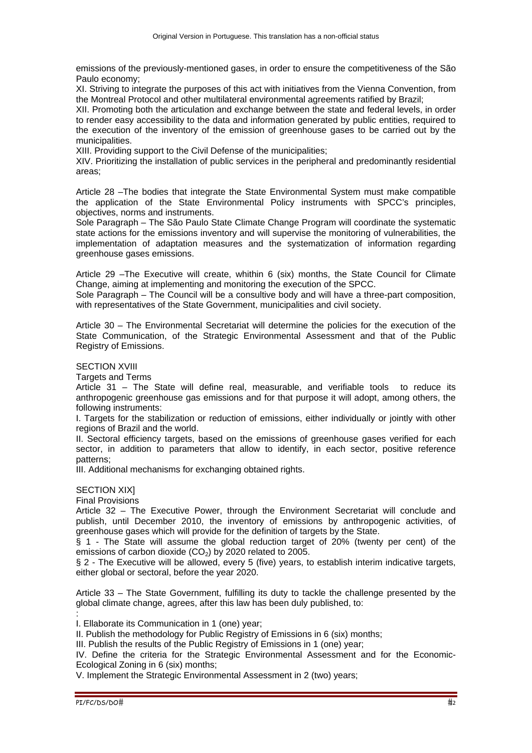emissions of the previously-mentioned gases, in order to ensure the competitiveness of the São Paulo economy;

XI. Striving to integrate the purposes of this act with initiatives from the Vienna Convention, from the Montreal Protocol and other multilateral environmental agreements ratified by Brazil;

XII. Promoting both the articulation and exchange between the state and federal levels, in order to render easy accessibility to the data and information generated by public entities, required to the execution of the inventory of the emission of greenhouse gases to be carried out by the municipalities.

XIII. Providing support to the Civil Defense of the municipalities;

XIV. Prioritizing the installation of public services in the peripheral and predominantly residential areas;

Article 28 –The bodies that integrate the State Environmental System must make compatible the application of the State Environmental Policy instruments with SPCC's principles, objectives, norms and instruments.

Sole Paragraph – The São Paulo State Climate Change Program will coordinate the systematic state actions for the emissions inventory and will supervise the monitoring of vulnerabilities, the implementation of adaptation measures and the systematization of information regarding greenhouse gases emissions.

Article 29 –The Executive will create, whithin 6 (six) months, the State Council for Climate Change, aiming at implementing and monitoring the execution of the SPCC.

Sole Paragraph – The Council will be a consultive body and will have a three-part composition, with representatives of the State Government, municipalities and civil society.

Article 30 – The Environmental Secretariat will determine the policies for the execution of the State Communication, of the Strategic Environmental Assessment and that of the Public Registry of Emissions.

## SECTION XVIII

Targets and Terms

Article 31 – The State will define real, measurable, and verifiable tools to reduce its anthropogenic greenhouse gas emissions and for that purpose it will adopt, among others, the following instruments:

I. Targets for the stabilization or reduction of emissions, either individually or jointly with other regions of Brazil and the world.

II. Sectoral efficiency targets, based on the emissions of greenhouse gases verified for each sector, in addition to parameters that allow to identify, in each sector, positive reference patterns;

III. Additional mechanisms for exchanging obtained rights.

## SECTION XIX]

Final Provisions

Article 32 – The Executive Power, through the Environment Secretariat will conclude and publish, until December 2010, the inventory of emissions by anthropogenic activities, of greenhouse gases which will provide for the definition of targets by the State.

§ 1 - The State will assume the global reduction target of 20% (twenty per cent) of the emissions of carbon dioxide ($CO_2$) by 2020 related to 2005.

§ 2 - The Executive will be allowed, every 5 (five) years, to establish interim indicative targets, either global or sectoral, before the year 2020.

Article 33 – The State Government, fulfilling its duty to tackle the challenge presented by the global climate change, agrees, after this law has been duly published, to:

:

I. Ellaborate its Communication in 1 (one) year;

II. Publish the methodology for Public Registry of Emissions in 6 (six) months;

III. Publish the results of the Public Registry of Emissions in 1 (one) year;

IV. Define the criteria for the Strategic Environmental Assessment and for the Economic-Ecological Zoning in 6 (six) months;

V. Implement the Strategic Environmental Assessment in 2 (two) years;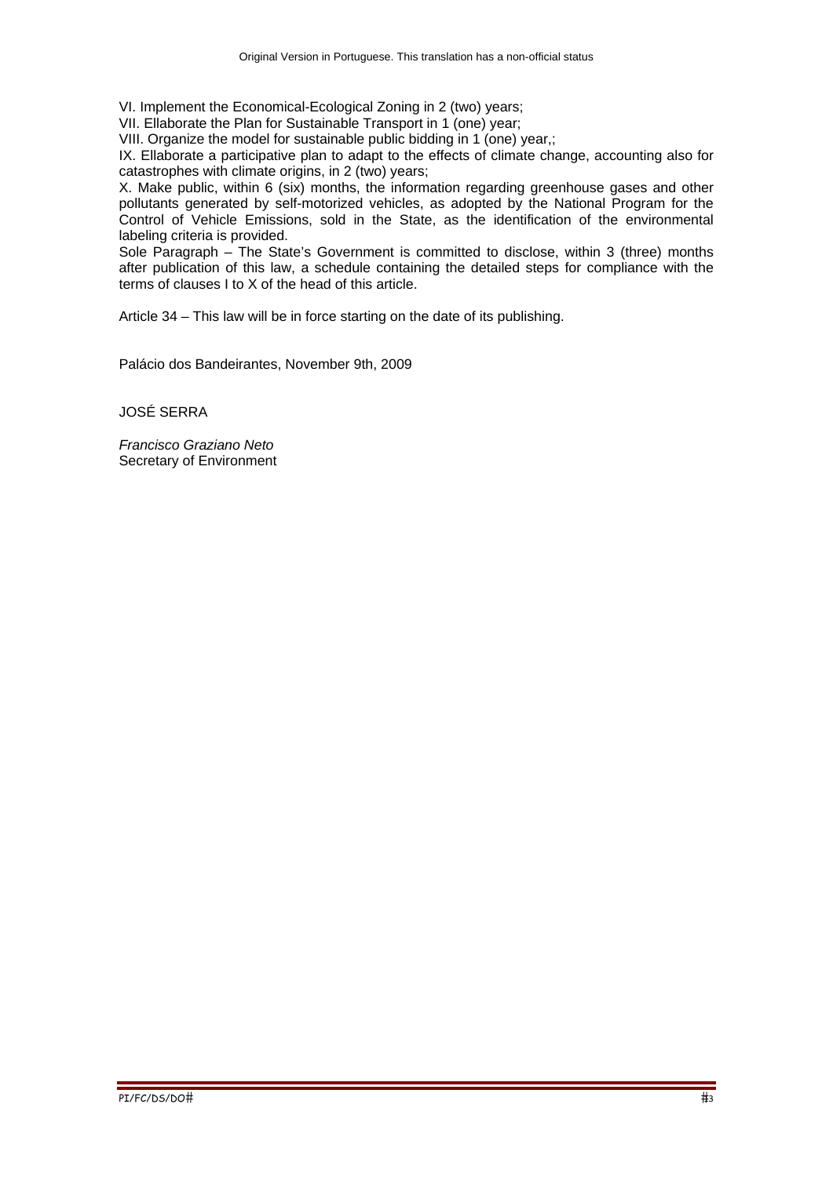VI. Implement the Economical-Ecological Zoning in 2 (two) years;

VII. Ellaborate the Plan for Sustainable Transport in 1 (one) year;

VIII. Organize the model for sustainable public bidding in 1 (one) year,;

IX. Ellaborate a participative plan to adapt to the effects of climate change, accounting also for catastrophes with climate origins, in 2 (two) years;

X. Make public, within 6 (six) months, the information regarding greenhouse gases and other pollutants generated by self-motorized vehicles, as adopted by the National Program for the Control of Vehicle Emissions, sold in the State, as the identification of the environmental labeling criteria is provided.

Sole Paragraph – The State's Government is committed to disclose, within 3 (three) months after publication of this law, a schedule containing the detailed steps for compliance with the terms of clauses I to X of the head of this article.

Article 34 – This law will be in force starting on the date of its publishing.

Palácio dos Bandeirantes, November 9th, 2009

JOSÉ SERRA

*Francisco Graziano Neto*
Secretary of Environment